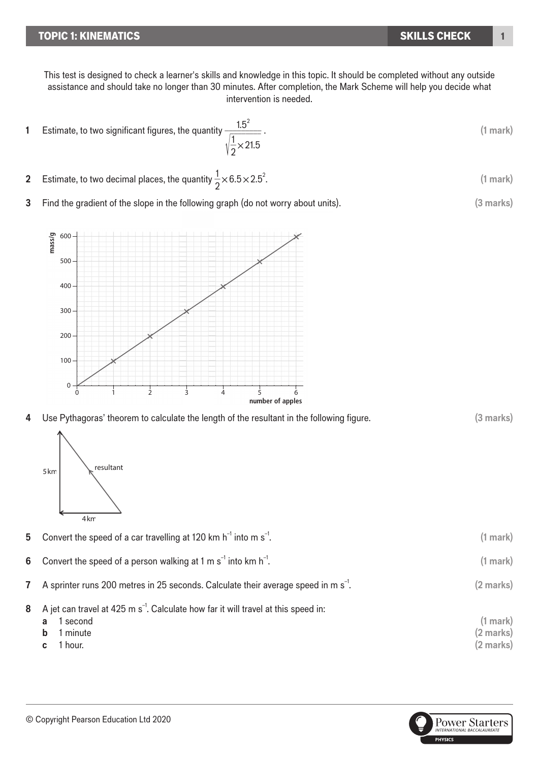This test is designed to check a learner's skills and knowledge in this topic. It should be completed without any outside assistance and should take no longer than 30 minutes. After completion, the Mark Scheme will help you decide what intervention is needed.

**1** Estimate, to two significant figures, the quantity $\dfrac{1.5^2}{\sqrt{\dfrac{1}{2}\times 21.5}}$. **(1 mark)**

**2** Estimate, to two decimal places, the quantity $\dfrac{1}{2}\times 6.5\times 2.5^2$. **(1 mark)**

**3** Find the gradient of the slope in the following graph (do not worry about units). **(3 marks)**

**4** Use Pythagoras' theorem to calculate the length of the resultant in the following figure. **(3 marks)**

**5** Convert the speed of a car travelling at 120 km $h^{-1}$ into m $s^{-1}$. **(1 mark)**

**6** Convert the speed of a person walking at 1 m $s^{-1}$ into km $h^{-1}$. **(1 mark)**

**7** A sprinter runs 200 metres in 25 seconds. Calculate their average speed in m $s^{-1}$. **(2 marks)**

**8** A jet can travel at 425 m $s^{-1}$. Calculate how far it will travel at this speed in:

**a** 1 second **(1 mark)**

**b** 1 minute **(2 marks)**

**c** 1 hour. **(2 marks)**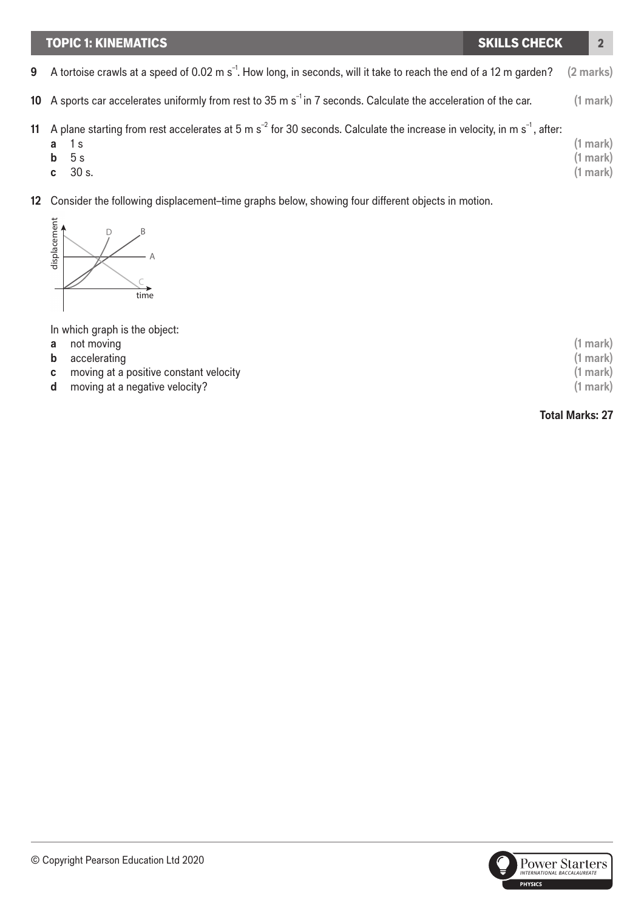**9** A tortoise crawls at a speed of 0.02 m s$^{-1}$. How long, in seconds, will it take to reach the end of a 12 m garden? **(2 marks)**

**10** A sports car accelerates uniformly from rest to 35 m s$^{-1}$ in 7 seconds. Calculate the acceleration of the car. **(1 mark)**

**11** A plane starting from rest accelerates at 5 m s$^{-2}$ for 30 seconds. Calculate the increase in velocity, in m s$^{-1}$, after:

**a** 1 s **(1 mark)**

**b** 5 s **(1 mark)**

**c** 30 s. **(1 mark)**

**12** Consider the following displacement–time graphs below, showing four different objects in motion.

displacement

time

A

B

C

D

In which graph is the object:

**a** not moving **(1 mark)**

**b** accelerating **(1 mark)**

**c** moving at a positive constant velocity **(1 mark)**

**d** moving at a negative velocity? **(1 mark)**

**Total Marks: 27**